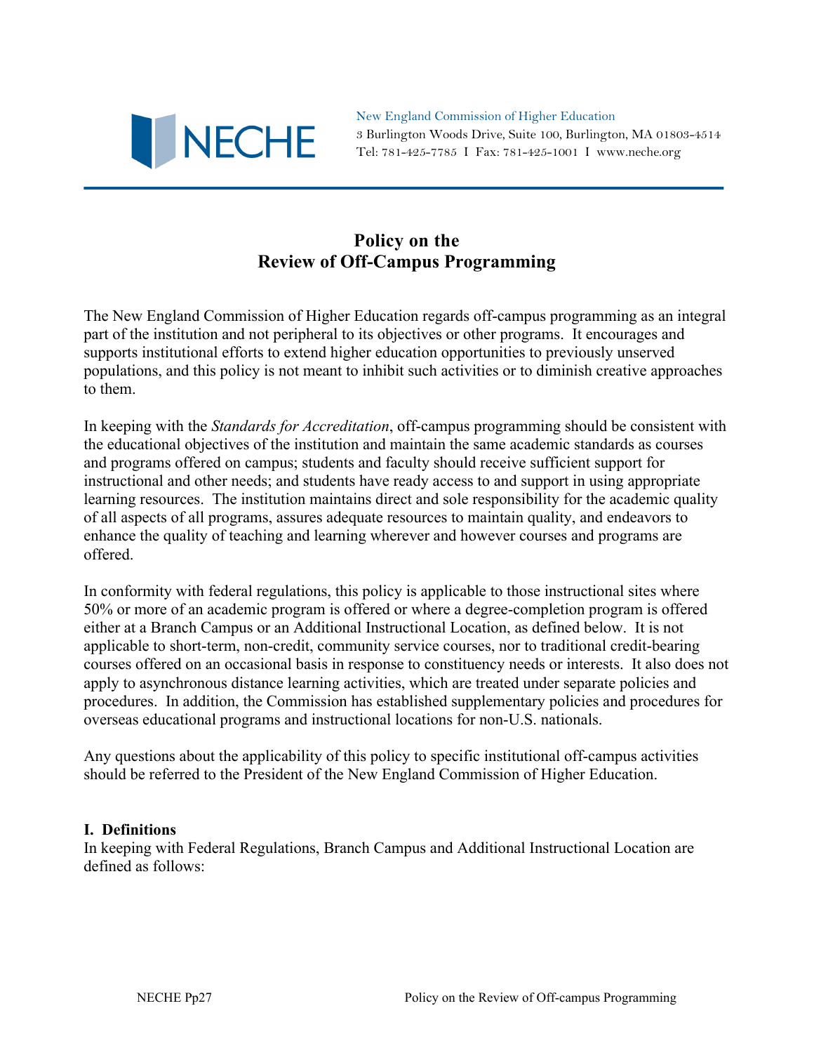New England Commission of Higher Education
3 Burlington Woods Drive, Suite 100, Burlington, MA 01803-4514
Tel: 781-425-7785 I Fax: 781-425-1001 I www.neche.org

# Policy on the Review of Off-Campus Programming

The New England Commission of Higher Education regards off-campus programming as an integral part of the institution and not peripheral to its objectives or other programs. It encourages and supports institutional efforts to extend higher education opportunities to previously unserved populations, and this policy is not meant to inhibit such activities or to diminish creative approaches to them.

In keeping with the *Standards for Accreditation*, off-campus programming should be consistent with the educational objectives of the institution and maintain the same academic standards as courses and programs offered on campus; students and faculty should receive sufficient support for instructional and other needs; and students have ready access to and support in using appropriate learning resources. The institution maintains direct and sole responsibility for the academic quality of all aspects of all programs, assures adequate resources to maintain quality, and endeavors to enhance the quality of teaching and learning wherever and however courses and programs are offered.

In conformity with federal regulations, this policy is applicable to those instructional sites where 50% or more of an academic program is offered or where a degree-completion program is offered either at a Branch Campus or an Additional Instructional Location, as defined below. It is not applicable to short-term, non-credit, community service courses, nor to traditional credit-bearing courses offered on an occasional basis in response to constituency needs or interests. It also does not apply to asynchronous distance learning activities, which are treated under separate policies and procedures. In addition, the Commission has established supplementary policies and procedures for overseas educational programs and instructional locations for non-U.S. nationals.

Any questions about the applicability of this policy to specific institutional off-campus activities should be referred to the President of the New England Commission of Higher Education.

## I. Definitions

In keeping with Federal Regulations, Branch Campus and Additional Instructional Location are defined as follows: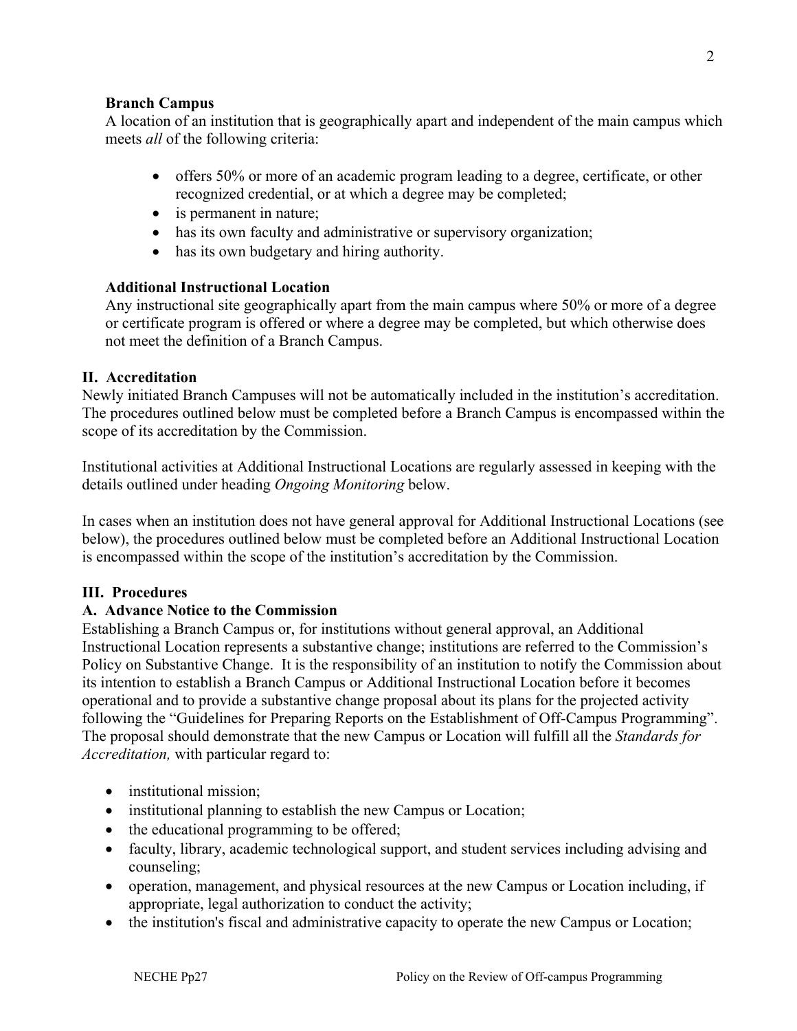**Branch Campus**

A location of an institution that is geographically apart and independent of the main campus which meets *all* of the following criteria:

- offers 50% or more of an academic program leading to a degree, certificate, or other recognized credential, or at which a degree may be completed;
- is permanent in nature;
- has its own faculty and administrative or supervisory organization;
- has its own budgetary and hiring authority.

**Additional Instructional Location**

Any instructional site geographically apart from the main campus where 50% or more of a degree or certificate program is offered or where a degree may be completed, but which otherwise does not meet the definition of a Branch Campus.

## II. Accreditation

Newly initiated Branch Campuses will not be automatically included in the institution's accreditation. The procedures outlined below must be completed before a Branch Campus is encompassed within the scope of its accreditation by the Commission.

Institutional activities at Additional Instructional Locations are regularly assessed in keeping with the details outlined under heading *Ongoing Monitoring* below.

In cases when an institution does not have general approval for Additional Instructional Locations (see below), the procedures outlined below must be completed before an Additional Instructional Location is encompassed within the scope of the institution's accreditation by the Commission.

## III. Procedures

### A. Advance Notice to the Commission

Establishing a Branch Campus or, for institutions without general approval, an Additional Instructional Location represents a substantive change; institutions are referred to the Commission's Policy on Substantive Change. It is the responsibility of an institution to notify the Commission about its intention to establish a Branch Campus or Additional Instructional Location before it becomes operational and to provide a substantive change proposal about its plans for the projected activity following the "Guidelines for Preparing Reports on the Establishment of Off-Campus Programming". The proposal should demonstrate that the new Campus or Location will fulfill all the *Standards for Accreditation,* with particular regard to:

- institutional mission;
- institutional planning to establish the new Campus or Location;
- the educational programming to be offered;
- faculty, library, academic technological support, and student services including advising and counseling;
- operation, management, and physical resources at the new Campus or Location including, if appropriate, legal authorization to conduct the activity;
- the institution's fiscal and administrative capacity to operate the new Campus or Location;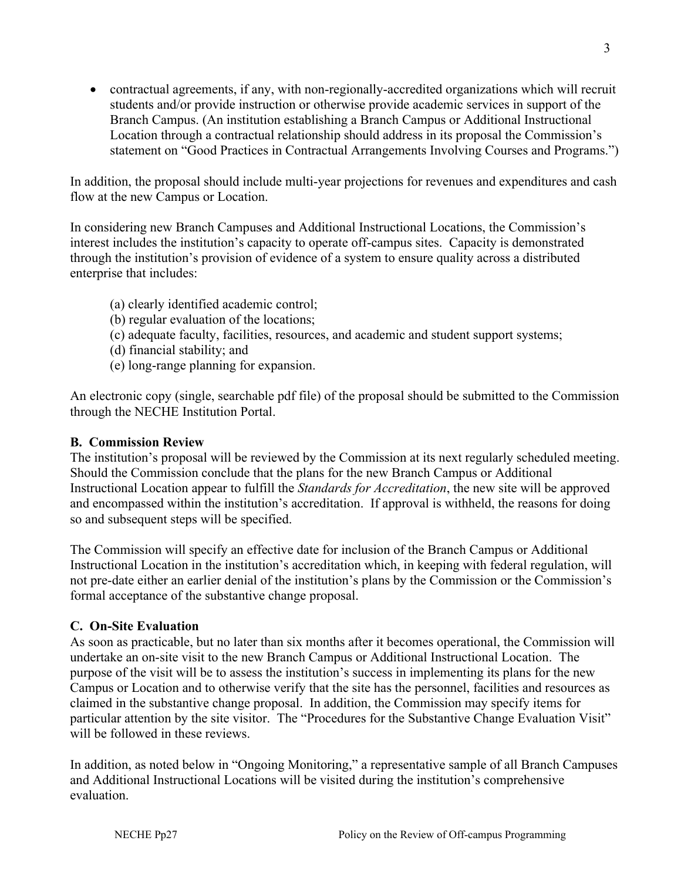- contractual agreements, if any, with non-regionally-accredited organizations which will recruit students and/or provide instruction or otherwise provide academic services in support of the Branch Campus. (An institution establishing a Branch Campus or Additional Instructional Location through a contractual relationship should address in its proposal the Commission's statement on "Good Practices in Contractual Arrangements Involving Courses and Programs.")

In addition, the proposal should include multi-year projections for revenues and expenditures and cash flow at the new Campus or Location.

In considering new Branch Campuses and Additional Instructional Locations, the Commission's interest includes the institution's capacity to operate off-campus sites. Capacity is demonstrated through the institution's provision of evidence of a system to ensure quality across a distributed enterprise that includes:

(a) clearly identified academic control;
(b) regular evaluation of the locations;
(c) adequate faculty, facilities, resources, and academic and student support systems;
(d) financial stability; and
(e) long-range planning for expansion.

An electronic copy (single, searchable pdf file) of the proposal should be submitted to the Commission through the NECHE Institution Portal.

**B. Commission Review**

The institution's proposal will be reviewed by the Commission at its next regularly scheduled meeting. Should the Commission conclude that the plans for the new Branch Campus or Additional Instructional Location appear to fulfill the *Standards for Accreditation*, the new site will be approved and encompassed within the institution's accreditation. If approval is withheld, the reasons for doing so and subsequent steps will be specified.

The Commission will specify an effective date for inclusion of the Branch Campus or Additional Instructional Location in the institution's accreditation which, in keeping with federal regulation, will not pre-date either an earlier denial of the institution's plans by the Commission or the Commission's formal acceptance of the substantive change proposal.

**C. On-Site Evaluation**

As soon as practicable, but no later than six months after it becomes operational, the Commission will undertake an on-site visit to the new Branch Campus or Additional Instructional Location. The purpose of the visit will be to assess the institution's success in implementing its plans for the new Campus or Location and to otherwise verify that the site has the personnel, facilities and resources as claimed in the substantive change proposal. In addition, the Commission may specify items for particular attention by the site visitor. The "Procedures for the Substantive Change Evaluation Visit" will be followed in these reviews.

In addition, as noted below in "Ongoing Monitoring," a representative sample of all Branch Campuses and Additional Instructional Locations will be visited during the institution's comprehensive evaluation.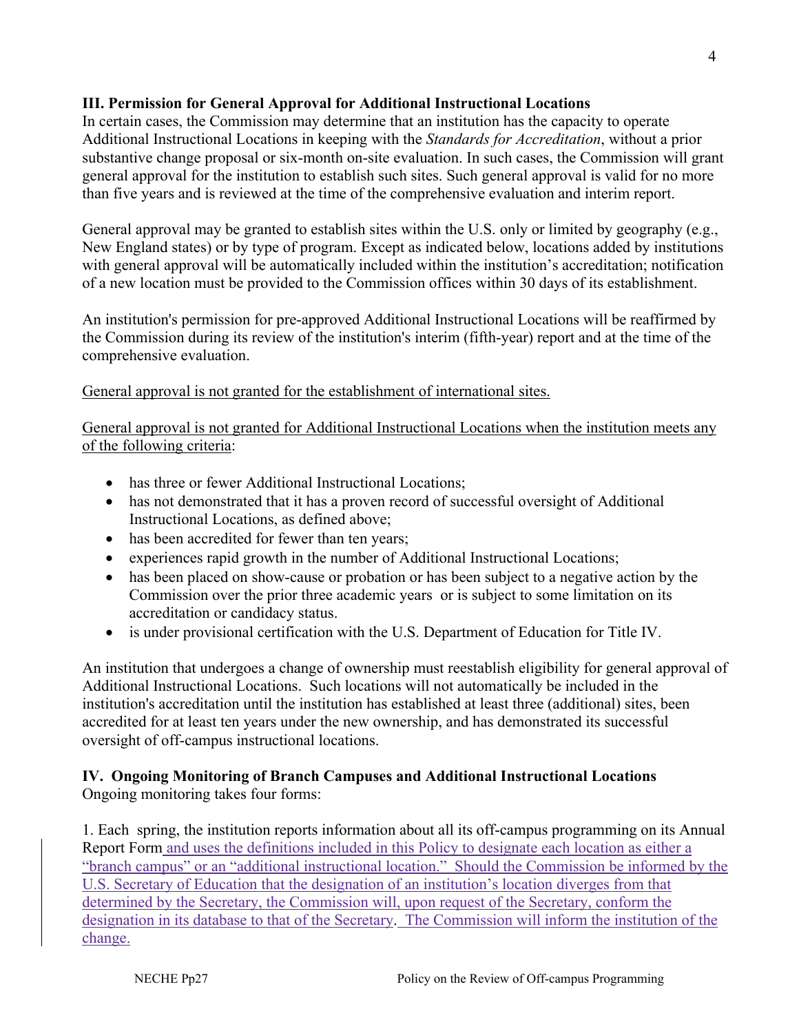### III. Permission for General Approval for Additional Instructional Locations

In certain cases, the Commission may determine that an institution has the capacity to operate Additional Instructional Locations in keeping with the *Standards for Accreditation*, without a prior substantive change proposal or six-month on-site evaluation. In such cases, the Commission will grant general approval for the institution to establish such sites. Such general approval is valid for no more than five years and is reviewed at the time of the comprehensive evaluation and interim report.

General approval may be granted to establish sites within the U.S. only or limited by geography (e.g., New England states) or by type of program. Except as indicated below, locations added by institutions with general approval will be automatically included within the institution's accreditation; notification of a new location must be provided to the Commission offices within 30 days of its establishment.

An institution's permission for pre-approved Additional Instructional Locations will be reaffirmed by the Commission during its review of the institution's interim (fifth-year) report and at the time of the comprehensive evaluation.

<u>General approval is not granted for the establishment of international sites.</u>

<u>General approval is not granted for Additional Instructional Locations when the institution meets any of the following criteria</u>:

- has three or fewer Additional Instructional Locations;
- has not demonstrated that it has a proven record of successful oversight of Additional Instructional Locations, as defined above;
- has been accredited for fewer than ten years;
- experiences rapid growth in the number of Additional Instructional Locations;
- has been placed on show-cause or probation or has been subject to a negative action by the Commission over the prior three academic years or is subject to some limitation on its accreditation or candidacy status.
- is under provisional certification with the U.S. Department of Education for Title IV.

An institution that undergoes a change of ownership must reestablish eligibility for general approval of Additional Instructional Locations. Such locations will not automatically be included in the institution's accreditation until the institution has established at least three (additional) sites, been accredited for at least ten years under the new ownership, and has demonstrated its successful oversight of off-campus instructional locations.

### IV. Ongoing Monitoring of Branch Campuses and Additional Instructional Locations

Ongoing monitoring takes four forms:

1. Each spring, the institution reports information about all its off-campus programming on its Annual Report Form <u>and uses the definitions included in this Policy to designate each location as either a "branch campus" or an "additional instructional location." Should the Commission be informed by the U.S. Secretary of Education that the designation of an institution's location diverges from that determined by the Secretary, the Commission will, upon request of the Secretary, conform the designation in its database to that of the Secretary. The Commission will inform the institution of the change.</u>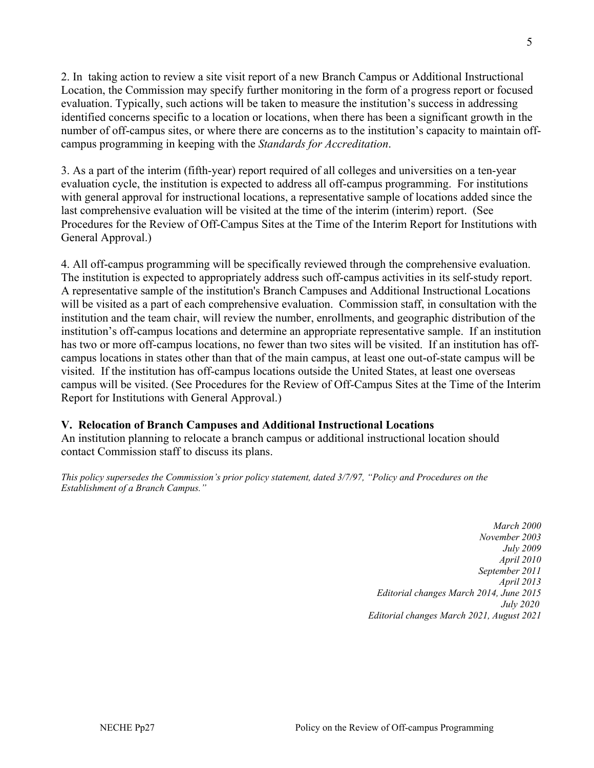2. In taking action to review a site visit report of a new Branch Campus or Additional Instructional Location, the Commission may specify further monitoring in the form of a progress report or focused evaluation. Typically, such actions will be taken to measure the institution's success in addressing identified concerns specific to a location or locations, when there has been a significant growth in the number of off-campus sites, or where there are concerns as to the institution's capacity to maintain off-campus programming in keeping with the *Standards for Accreditation*.

3. As a part of the interim (fifth-year) report required of all colleges and universities on a ten-year evaluation cycle, the institution is expected to address all off-campus programming. For institutions with general approval for instructional locations, a representative sample of locations added since the last comprehensive evaluation will be visited at the time of the interim (interim) report. (See Procedures for the Review of Off-Campus Sites at the Time of the Interim Report for Institutions with General Approval.)

4. All off-campus programming will be specifically reviewed through the comprehensive evaluation. The institution is expected to appropriately address such off-campus activities in its self-study report. A representative sample of the institution's Branch Campuses and Additional Instructional Locations will be visited as a part of each comprehensive evaluation. Commission staff, in consultation with the institution and the team chair, will review the number, enrollments, and geographic distribution of the institution's off-campus locations and determine an appropriate representative sample. If an institution has two or more off-campus locations, no fewer than two sites will be visited. If an institution has off-campus locations in states other than that of the main campus, at least one out-of-state campus will be visited. If the institution has off-campus locations outside the United States, at least one overseas campus will be visited. (See Procedures for the Review of Off-Campus Sites at the Time of the Interim Report for Institutions with General Approval.)

**V. Relocation of Branch Campuses and Additional Instructional Locations**

An institution planning to relocate a branch campus or additional instructional location should contact Commission staff to discuss its plans.

*This policy supersedes the Commission's prior policy statement, dated 3/7/97, "Policy and Procedures on the Establishment of a Branch Campus."*

*March 2000*
*November 2003*
*July 2009*
*April 2010*
*September 2011*
*April 2013*
*Editorial changes March 2014, June 2015*
*July 2020*
*Editorial changes March 2021, August 2021*